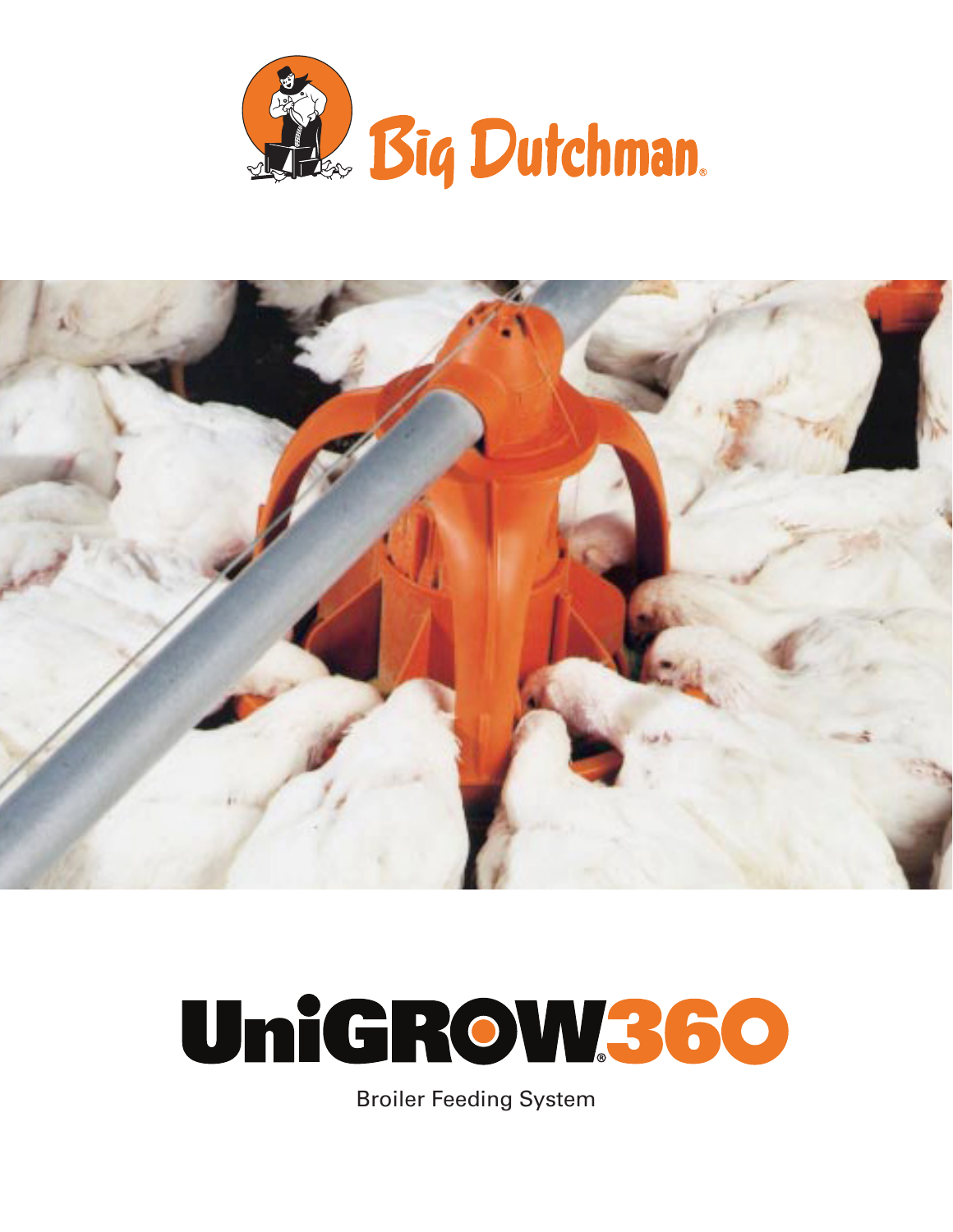Big Dutchman®

# UniGROW®360

Broiler Feeding System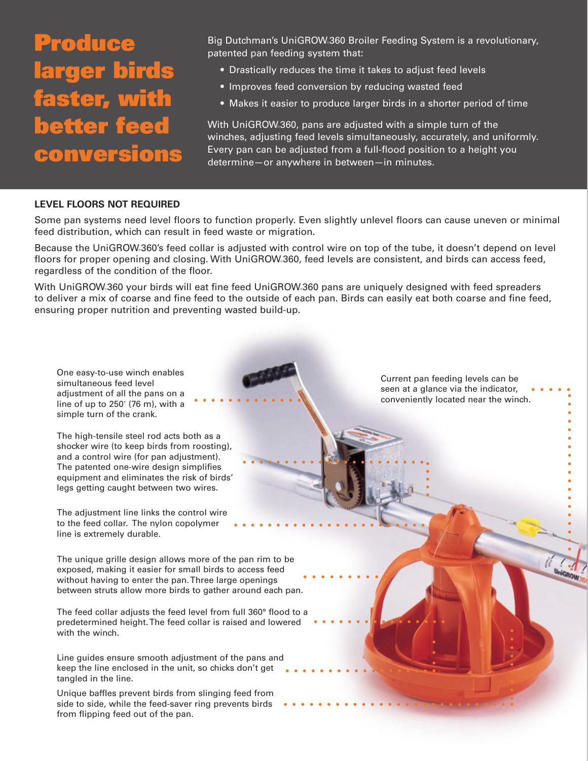# Produce larger birds faster, with better feed conversions

Big Dutchman's UniGROW360 Broiler Feeding System is a revolutionary, patented pan feeding system that:

- Drastically reduces the time it takes to adjust feed levels
- Improves feed conversion by reducing wasted feed
- Makes it easier to produce larger birds in a shorter period of time

With UniGROW360, pans are adjusted with a simple turn of the winches, adjusting feed levels simultaneously, accurately, and uniformly. Every pan can be adjusted from a full-flood position to a height you determine—or anywhere in between—in minutes.

**LEVEL FLOORS NOT REQUIRED**

Some pan systems need level floors to function properly. Even slightly unlevel floors can cause uneven or minimal feed distribution, which can result in feed waste or migration.

Because the UniGROW360's feed collar is adjusted with control wire on top of the tube, it doesn't depend on level floors for proper opening and closing. With UniGROW360, feed levels are consistent, and birds can access feed, regardless of the condition of the floor.

With UniGROW360 your birds will eat fine feed UniGROW360 pans are uniquely designed with feed spreaders to deliver a mix of coarse and fine feed to the outside of each pan. Birds can easily eat both coarse and fine feed, ensuring proper nutrition and preventing wasted build-up.

One easy-to-use winch enables simultaneous feed level adjustment of all the pans on a line of up to 250' (76 m), with a simple turn of the crank.

Current pan feeding levels can be seen at a glance via the indicator, conveniently located near the winch.

The high-tensile steel rod acts both as a shocker wire (to keep birds from roosting), and a control wire (for pan adjustment). The patented one-wire design simplifies equipment and eliminates the risk of birds' legs getting caught between two wires.

The adjustment line links the control wire to the feed collar. The nylon copolymer line is extremely durable.

The unique grille design allows more of the pan rim to be exposed, making it easier for small birds to access feed without having to enter the pan. Three large openings between struts allow more birds to gather around each pan.

The feed collar adjusts the feed level from full 360° flood to a predetermined height. The feed collar is raised and lowered with the winch.

Line guides ensure smooth adjustment of the pans and keep the line enclosed in the unit, so chicks don't get tangled in the line.

Unique baffles prevent birds from slinging feed from side to side, while the feed-saver ring prevents birds from flipping feed out of the pan.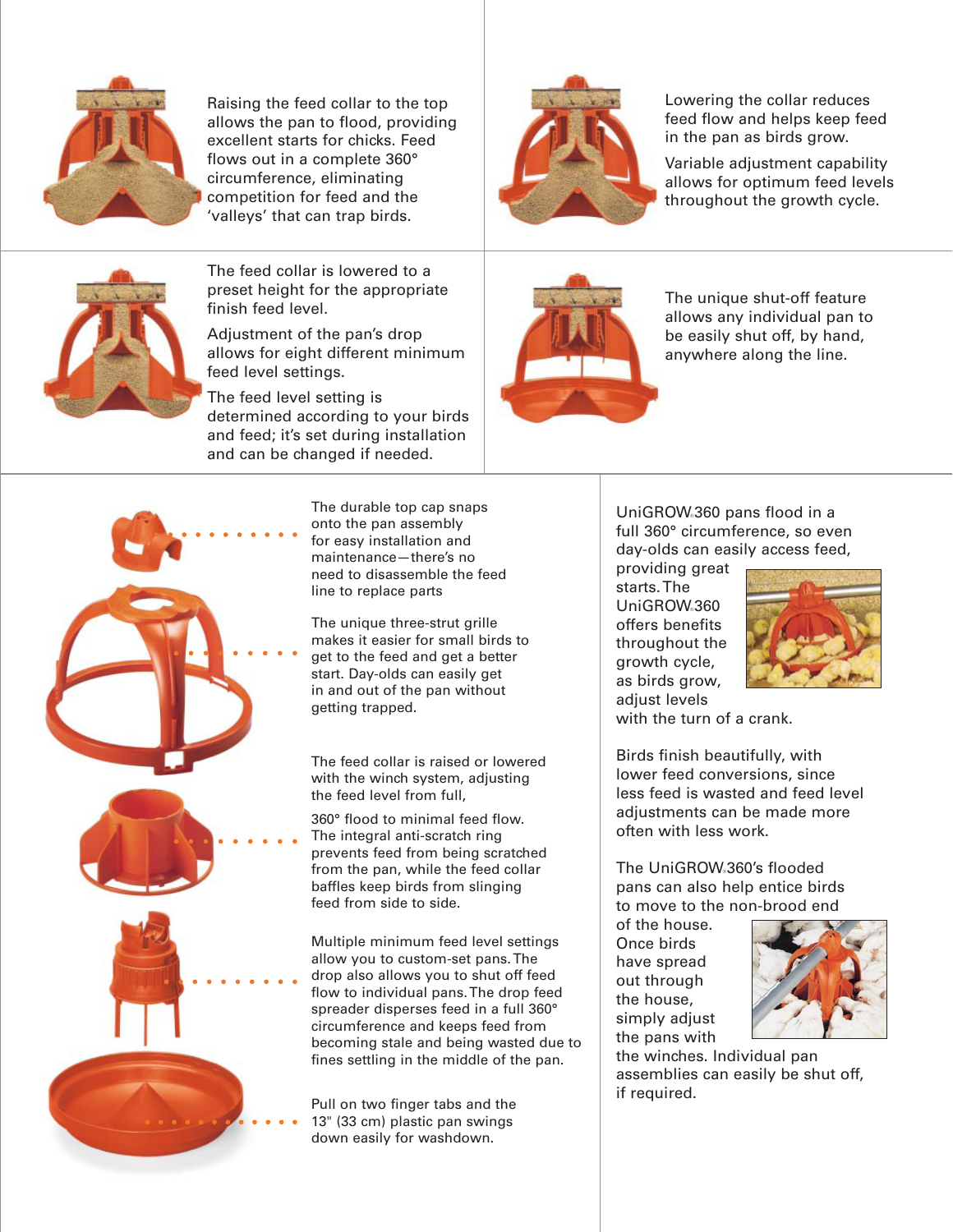Raising the feed collar to the top allows the pan to flood, providing excellent starts for chicks. Feed flows out in a complete 360° circumference, eliminating competition for feed and the 'valleys' that can trap birds.

Lowering the collar reduces feed flow and helps keep feed in the pan as birds grow.

Variable adjustment capability allows for optimum feed levels throughout the growth cycle.

The feed collar is lowered to a preset height for the appropriate finish feed level.

Adjustment of the pan's drop allows for eight different minimum feed level settings.

The feed level setting is determined according to your birds and feed; it's set during installation and can be changed if needed.

The unique shut-off feature allows any individual pan to be easily shut off, by hand, anywhere along the line.

The durable top cap snaps onto the pan assembly for easy installation and maintenance—there's no need to disassemble the feed line to replace parts

The unique three-strut grille makes it easier for small birds to get to the feed and get a better start. Day-olds can easily get in and out of the pan without getting trapped.

The feed collar is raised or lowered with the winch system, adjusting the feed level from full,

360° flood to minimal feed flow. The integral anti-scratch ring prevents feed from being scratched from the pan, while the feed collar baffles keep birds from slinging feed from side to side.

Multiple minimum feed level settings allow you to custom-set pans. The drop also allows you to shut off feed flow to individual pans. The drop feed spreader disperses feed in a full 360° circumference and keeps feed from becoming stale and being wasted due to fines settling in the middle of the pan.

Pull on two finger tabs and the 13" (33 cm) plastic pan swings down easily for washdown.

UniGROW 360 pans flood in a full 360° circumference, so even day-olds can easily access feed, providing great starts. The UniGROW 360 offers benefits throughout the growth cycle, as birds grow, adjust levels with the turn of a crank.

Birds finish beautifully, with lower feed conversions, since less feed is wasted and feed level adjustments can be made more often with less work.

The UniGROW 360's flooded pans can also help entice birds to move to the non-brood end of the house. Once birds have spread out through the house, simply adjust the pans with the winches. Individual pan assemblies can easily be shut off, if required.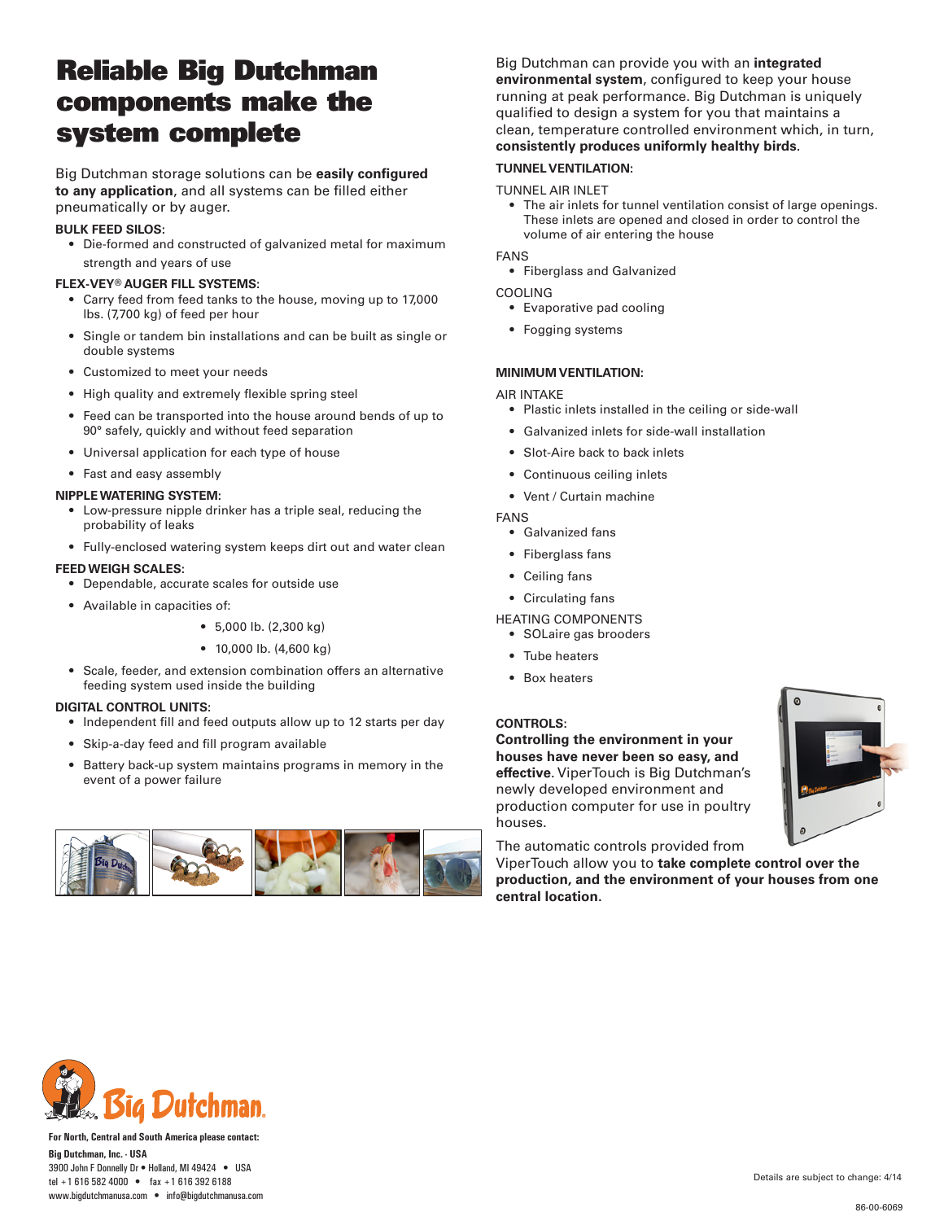# Reliable Big Dutchman components make the system complete

Big Dutchman storage solutions can be **easily configured to any application**, and all systems can be filled either pneumatically or by auger.

**BULK FEED SILOS:**

- Die-formed and constructed of galvanized metal for maximum strength and years of use

**FLEX-VEY® AUGER FILL SYSTEMS:**

- Carry feed from feed tanks to the house, moving up to 17,000 lbs. (7,700 kg) of feed per hour
- Single or tandem bin installations and can be built as single or double systems
- Customized to meet your needs
- High quality and extremely flexible spring steel
- Feed can be transported into the house around bends of up to 90° safely, quickly and without feed separation
- Universal application for each type of house
- Fast and easy assembly

**NIPPLE WATERING SYSTEM:**

- Low-pressure nipple drinker has a triple seal, reducing the probability of leaks
- Fully-enclosed watering system keeps dirt out and water clean

**FEED WEIGH SCALES:**

- Dependable, accurate scales for outside use
- Available in capacities of:
  - 5,000 lb. (2,300 kg)
  - 10,000 lb. (4,600 kg)
- Scale, feeder, and extension combination offers an alternative feeding system used inside the building

**DIGITAL CONTROL UNITS:**

- Independent fill and feed outputs allow up to 12 starts per day
- Skip-a-day feed and fill program available
- Battery back-up system maintains programs in memory in the event of a power failure

Big Dutchman can provide you with an **integrated environmental system**, configured to keep your house running at peak performance. Big Dutchman is uniquely qualified to design a system for you that maintains a clean, temperature controlled environment which, in turn, **consistently produces uniformly healthy birds**.

**TUNNEL VENTILATION:**

TUNNEL AIR INLET

- The air inlets for tunnel ventilation consist of large openings. These inlets are opened and closed in order to control the volume of air entering the house

FANS

- Fiberglass and Galvanized

COOLING

- Evaporative pad cooling
- Fogging systems

**MINIMUM VENTILATION:**

AIR INTAKE

- Plastic inlets installed in the ceiling or side-wall
- Galvanized inlets for side-wall installation
- Slot-Aire back to back inlets
- Continuous ceiling inlets
- Vent / Curtain machine

FANS

- Galvanized fans
- Fiberglass fans
- Ceiling fans
- Circulating fans

HEATING COMPONENTS

- SOLaire gas brooders
- Tube heaters
- Box heaters

**CONTROLS:**

**Controlling the environment in your houses have never been so easy, and effective.** ViperTouch is Big Dutchman's newly developed environment and production computer for use in poultry houses.

The automatic controls provided from ViperTouch allow you to **take complete control over the production, and the environment of your houses from one central location.**

**For North, Central and South America please contact:**

**Big Dutchman, Inc. · USA**
3900 John F Donnelly Dr • Holland, MI 49424 • USA
tel +1 616 582 4000 • fax +1 616 392 6188
www.bigdutchmanusa.com • info@bigdutchmanusa.com

Details are subject to change: 4/14

86-00-6069